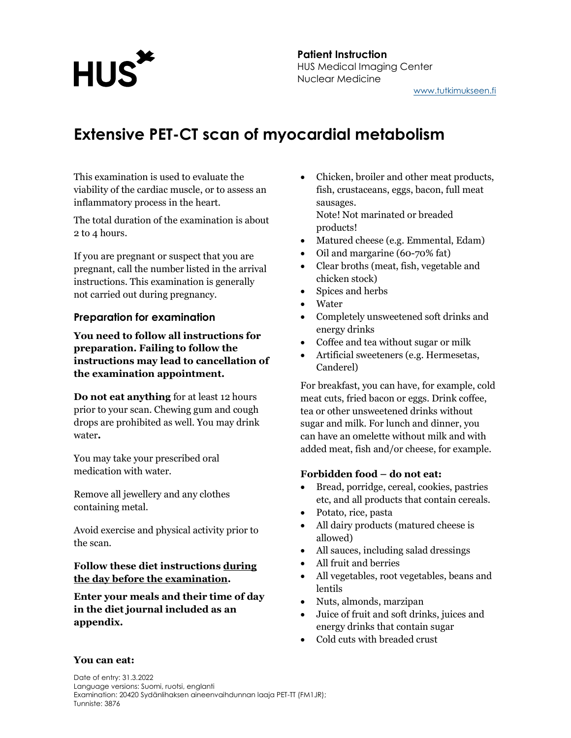**Patient Instruction**
HUS Medical Imaging Center
Nuclear Medicine

www.tutkimukseen.fi

# Extensive PET-CT scan of myocardial metabolism

This examination is used to evaluate the viability of the cardiac muscle, or to assess an inflammatory process in the heart.

The total duration of the examination is about 2 to 4 hours.

If you are pregnant or suspect that you are pregnant, call the number listed in the arrival instructions. This examination is generally not carried out during pregnancy.

## Preparation for examination

**You need to follow all instructions for preparation. Failing to follow the instructions may lead to cancellation of the examination appointment.**

**Do not eat anything** for at least 12 hours prior to your scan. Chewing gum and cough drops are prohibited as well. You may drink water**.**

You may take your prescribed oral medication with water.

Remove all jewellery and any clothes containing metal.

Avoid exercise and physical activity prior to the scan.

**Follow these diet instructions <u>during the day before the examination</u>.**

**Enter your meals and their time of day in the diet journal included as an appendix.**

**You can eat:**

- Chicken, broiler and other meat products, fish, crustaceans, eggs, bacon, full meat sausages.
  Note! Not marinated or breaded products!
- Matured cheese (e.g. Emmental, Edam)
- Oil and margarine (60-70% fat)
- Clear broths (meat, fish, vegetable and chicken stock)
- Spices and herbs
- Water
- Completely unsweetened soft drinks and energy drinks
- Coffee and tea without sugar or milk
- Artificial sweeteners (e.g. Hermesetas, Canderel)

For breakfast, you can have, for example, cold meat cuts, fried bacon or eggs. Drink coffee, tea or other unsweetened drinks without sugar and milk. For lunch and dinner, you can have an omelette without milk and with added meat, fish and/or cheese, for example.

**Forbidden food – do not eat:**

- Bread, porridge, cereal, cookies, pastries etc, and all products that contain cereals.
- Potato, rice, pasta
- All dairy products (matured cheese is allowed)
- All sauces, including salad dressings
- All fruit and berries
- All vegetables, root vegetables, beans and lentils
- Nuts, almonds, marzipan
- Juice of fruit and soft drinks, juices and energy drinks that contain sugar
- Cold cuts with breaded crust

Date of entry: 31.3.2022
Language versions: Suomi, ruotsi, englanti
Examination: 20420 Sydänlihaksen aineenvaihdunnan laaja PET-TT (FM1JR);
Tunniste: 3876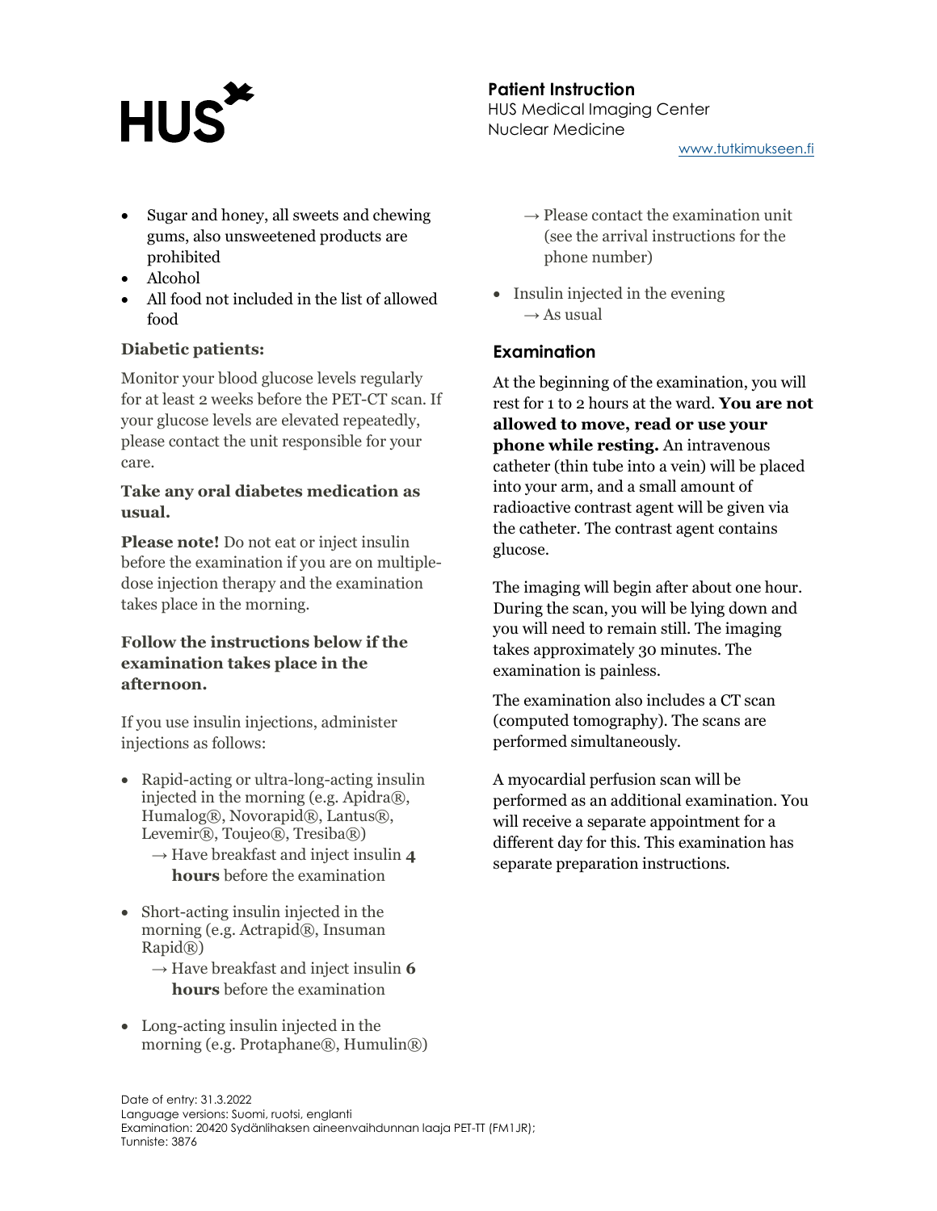- Sugar and honey, all sweets and chewing gums, also unsweetened products are prohibited
- Alcohol
- All food not included in the list of allowed food

**Diabetic patients:**

Monitor your blood glucose levels regularly for at least 2 weeks before the PET-CT scan. If your glucose levels are elevated repeatedly, please contact the unit responsible for your care.

**Take any oral diabetes medication as usual.**

**Please note!** Do not eat or inject insulin before the examination if you are on multiple-dose injection therapy and the examination takes place in the morning.

**Follow the instructions below if the examination takes place in the afternoon.**

If you use insulin injections, administer injections as follows:

- Rapid-acting or ultra-long-acting insulin injected in the morning (e.g. Apidra®, Humalog®, Novorapid®, Lantus®, Levemir®, Toujeo®, Tresiba®)
  → Have breakfast and inject insulin **4 hours** before the examination
- Short-acting insulin injected in the morning (e.g. Actrapid®, Insuman Rapid®)
  → Have breakfast and inject insulin **6 hours** before the examination
- Long-acting insulin injected in the morning (e.g. Protaphane®, Humulin®)
  → Please contact the examination unit (see the arrival instructions for the phone number)
- Insulin injected in the evening
  → As usual

## Examination

At the beginning of the examination, you will rest for 1 to 2 hours at the ward. **You are not allowed to move, read or use your phone while resting.** An intravenous catheter (thin tube into a vein) will be placed into your arm, and a small amount of radioactive contrast agent will be given via the catheter. The contrast agent contains glucose.

The imaging will begin after about one hour. During the scan, you will be lying down and you will need to remain still. The imaging takes approximately 30 minutes. The examination is painless.

The examination also includes a CT scan (computed tomography). The scans are performed simultaneously.

A myocardial perfusion scan will be performed as an additional examination. You will receive a separate appointment for a different day for this. This examination has separate preparation instructions.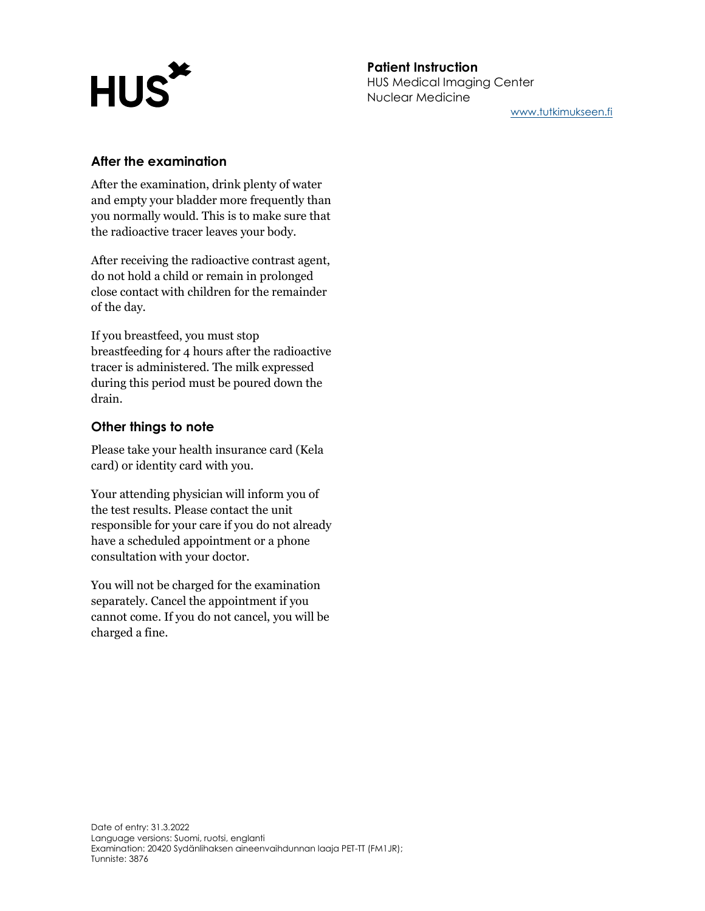## After the examination

After the examination, drink plenty of water and empty your bladder more frequently than you normally would. This is to make sure that the radioactive tracer leaves your body.

After receiving the radioactive contrast agent, do not hold a child or remain in prolonged close contact with children for the remainder of the day.

If you breastfeed, you must stop breastfeeding for 4 hours after the radioactive tracer is administered. The milk expressed during this period must be poured down the drain.

## Other things to note

Please take your health insurance card (Kela card) or identity card with you.

Your attending physician will inform you of the test results. Please contact the unit responsible for your care if you do not already have a scheduled appointment or a phone consultation with your doctor.

You will not be charged for the examination separately. Cancel the appointment if you cannot come. If you do not cancel, you will be charged a fine.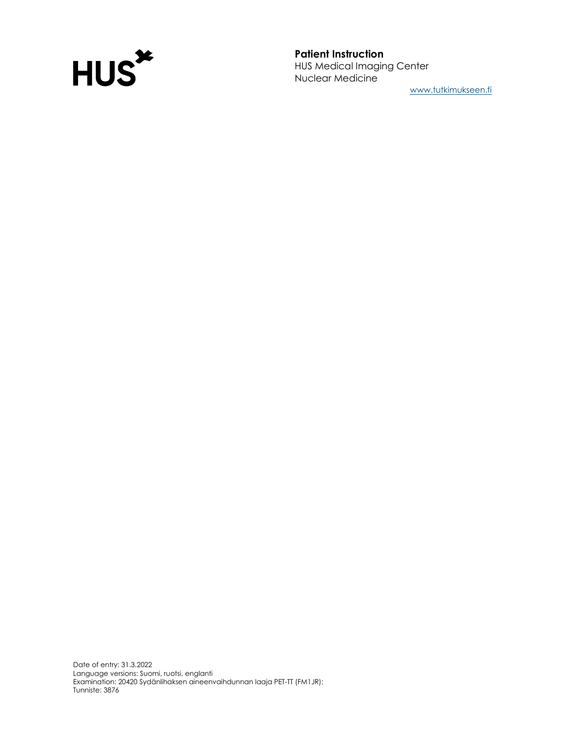Date of entry: 31.3.2022
Language versions: Suomi, ruotsi, englanti
Examination: 20420 Sydänlihaksen aineenvaihdunnan laaja PET-TT (FM1JR);
Tunniste: 3876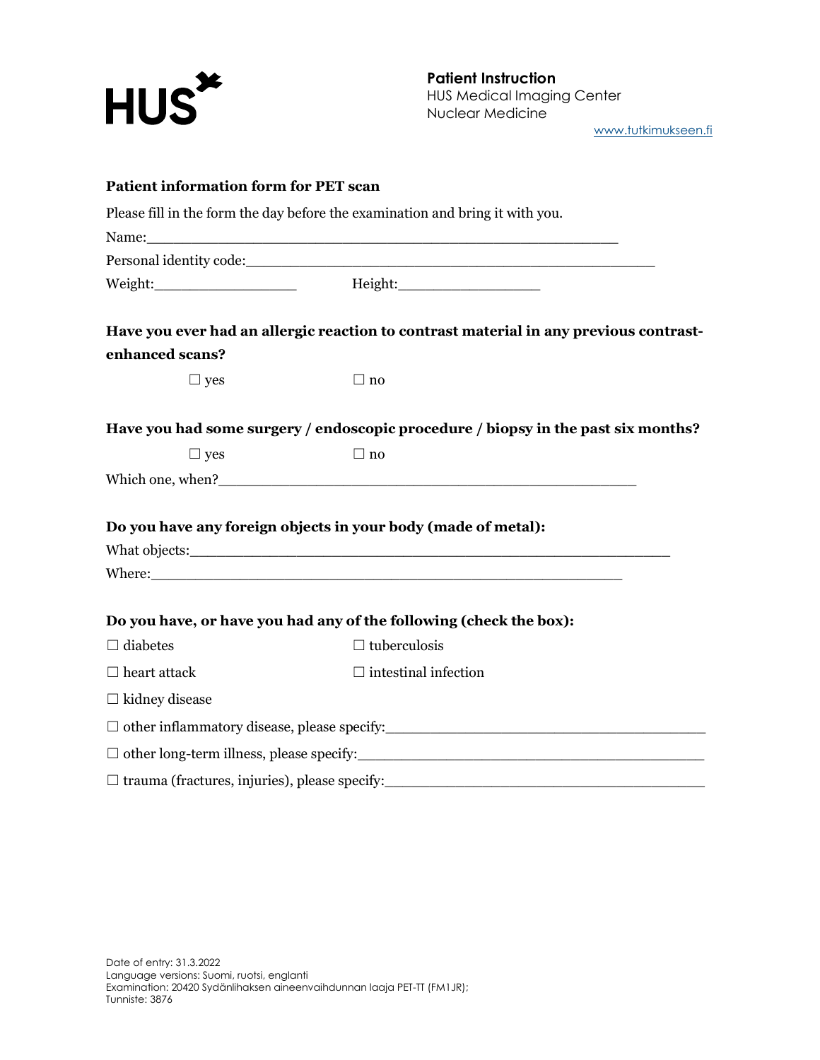**Patient Instruction**
HUS Medical Imaging Center
Nuclear Medicine
www.tutkimukseen.fi

**Patient information form for PET scan**

Please fill in the form the day before the examination and bring it with you.

Name:_______________________________________________________

Personal identity code:_______________________________________________

Weight:_________________ Height:_________________

**Have you ever had an allergic reaction to contrast material in any previous contrast-enhanced scans?**

☐ yes ☐ no

**Have you had some surgery / endoscopic procedure / biopsy in the past six months?**

☐ yes ☐ no

Which one, when?_____________________________________________

**Do you have any foreign objects in your body (made of metal):**

What objects:_______________________________________________________

Where:_______________________________________________________

**Do you have, or have you had any of the following (check the box):**

☐ diabetes ☐ tuberculosis

☐ heart attack ☐ intestinal infection

☐ kidney disease

☐ other inflammatory disease, please specify:_____________________________________

☐ other long-term illness, please specify:_______________________________________

☐ trauma (fractures, injuries), please specify:____________________________________

Date of entry: 31.3.2022
Language versions: Suomi, ruotsi, englanti
Examination: 20420 Sydänlihaksen aineenvaihdunnan laaja PET-TT (FM1JR);
Tunniste: 3876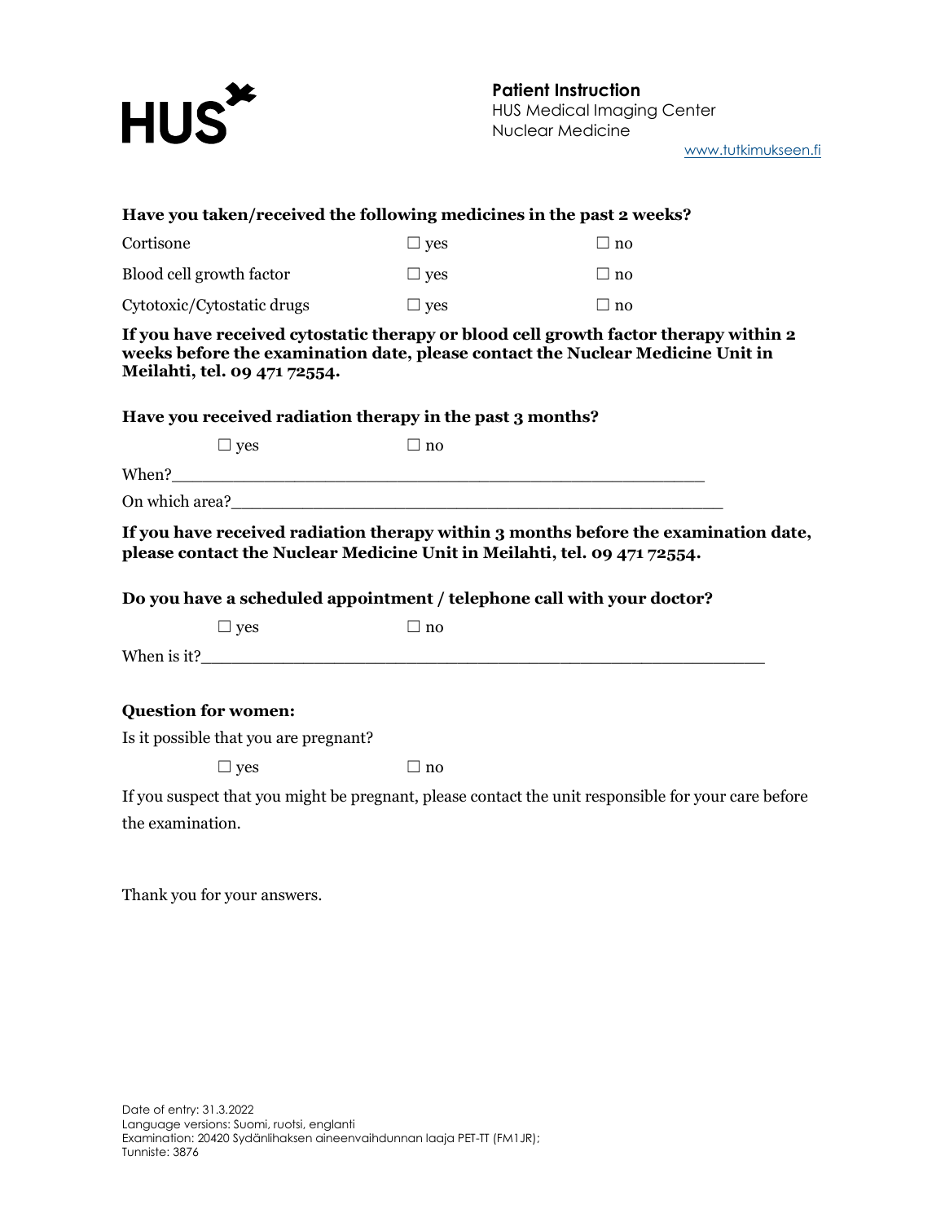**Patient Instruction**
HUS Medical Imaging Center
Nuclear Medicine
www.tutkimukseen.fi

**Have you taken/received the following medicines in the past 2 weeks?**

| | | |
|---|---|---|
| Cortisone | ☐ yes | ☐ no |
| Blood cell growth factor | ☐ yes | ☐ no |
| Cytotoxic/Cytostatic drugs | ☐ yes | ☐ no |

**If you have received cytostatic therapy or blood cell growth factor therapy within 2 weeks before the examination date, please contact the Nuclear Medicine Unit in Meilahti, tel. 09 471 72554.**

**Have you received radiation therapy in the past 3 months?**

☐ yes ☐ no

When?_______________________________________________

On which area?_______________________________________________

**If you have received radiation therapy within 3 months before the examination date, please contact the Nuclear Medicine Unit in Meilahti, tel. 09 471 72554.**

**Do you have a scheduled appointment / telephone call with your doctor?**

☐ yes ☐ no

When is it?_______________________________________________

**Question for women:**

Is it possible that you are pregnant?

☐ yes ☐ no

If you suspect that you might be pregnant, please contact the unit responsible for your care before the examination.

Thank you for your answers.

Date of entry: 31.3.2022
Language versions: Suomi, ruotsi, englanti
Examination: 20420 Sydänlihaksen aineenvaihdunnan laaja PET-TT (FM1JR);
Tunniste: 3876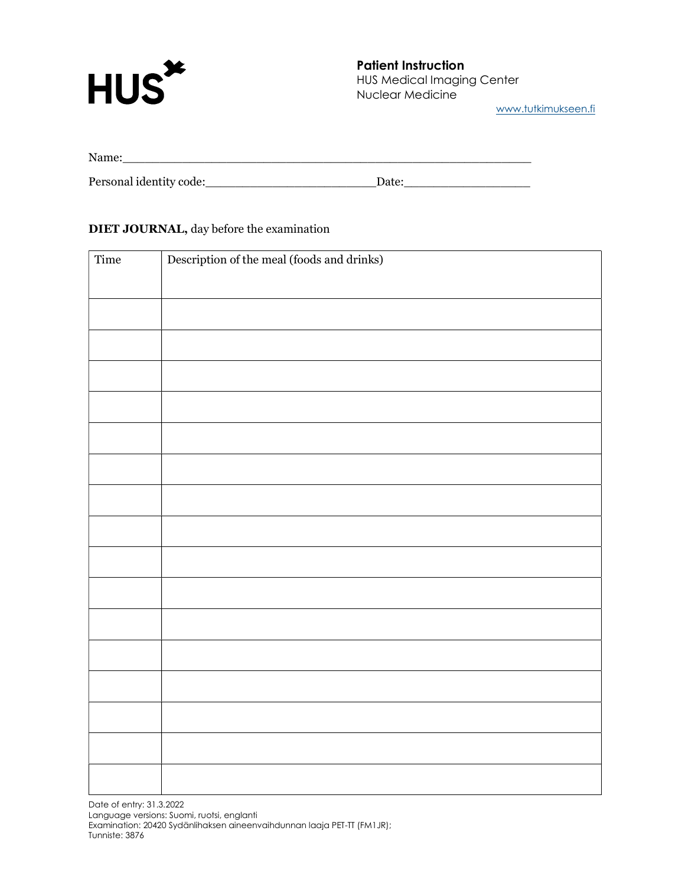**Patient Instruction**
HUS Medical Imaging Center
Nuclear Medicine
www.tutkimukseen.fi

Name:___________________________________________________________

Personal identity code:________________________Date:_________________

**DIET JOURNAL,** day before the examination

| Time | Description of the meal (foods and drinks) |
|---|---|
| | |
| | |
| | |
| | |
| | |
| | |
| | |
| | |
| | |
| | |
| | |
| | |
| | |
| | |
| | |
| | |

Date of entry: 31.3.2022
Language versions: Suomi, ruotsi, englanti
Examination: 20420 Sydänlihaksen aineenvaihdunnan laaja PET-TT (FM1JR);
Tunniste: 3876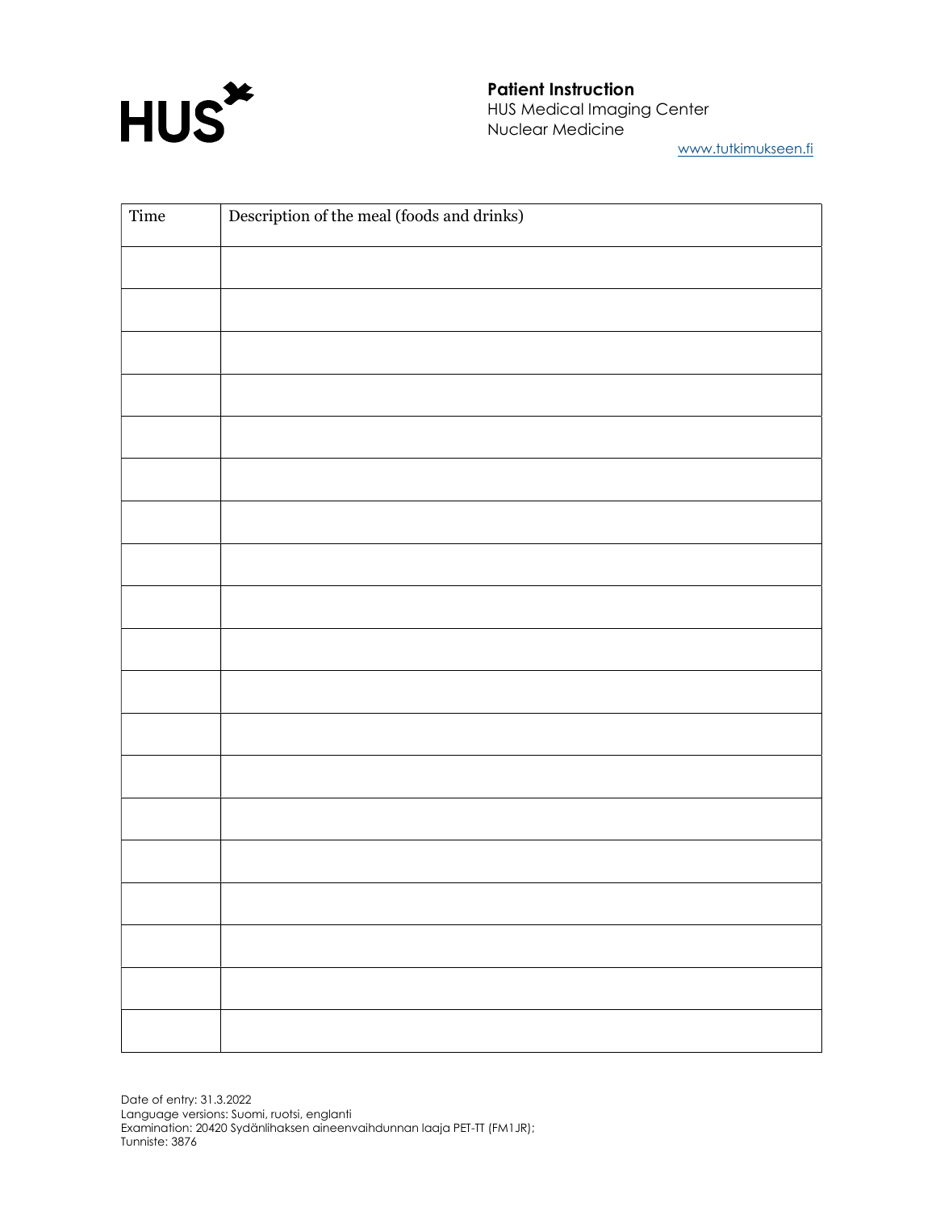| Time | Description of the meal (foods and drinks) |
| --- | --- |
| | |
| | |
| | |
| | |
| | |
| | |
| | |
| | |
| | |
| | |
| | |
| | |
| | |
| | |
| | |
| | |
| | |
| | |
| | |